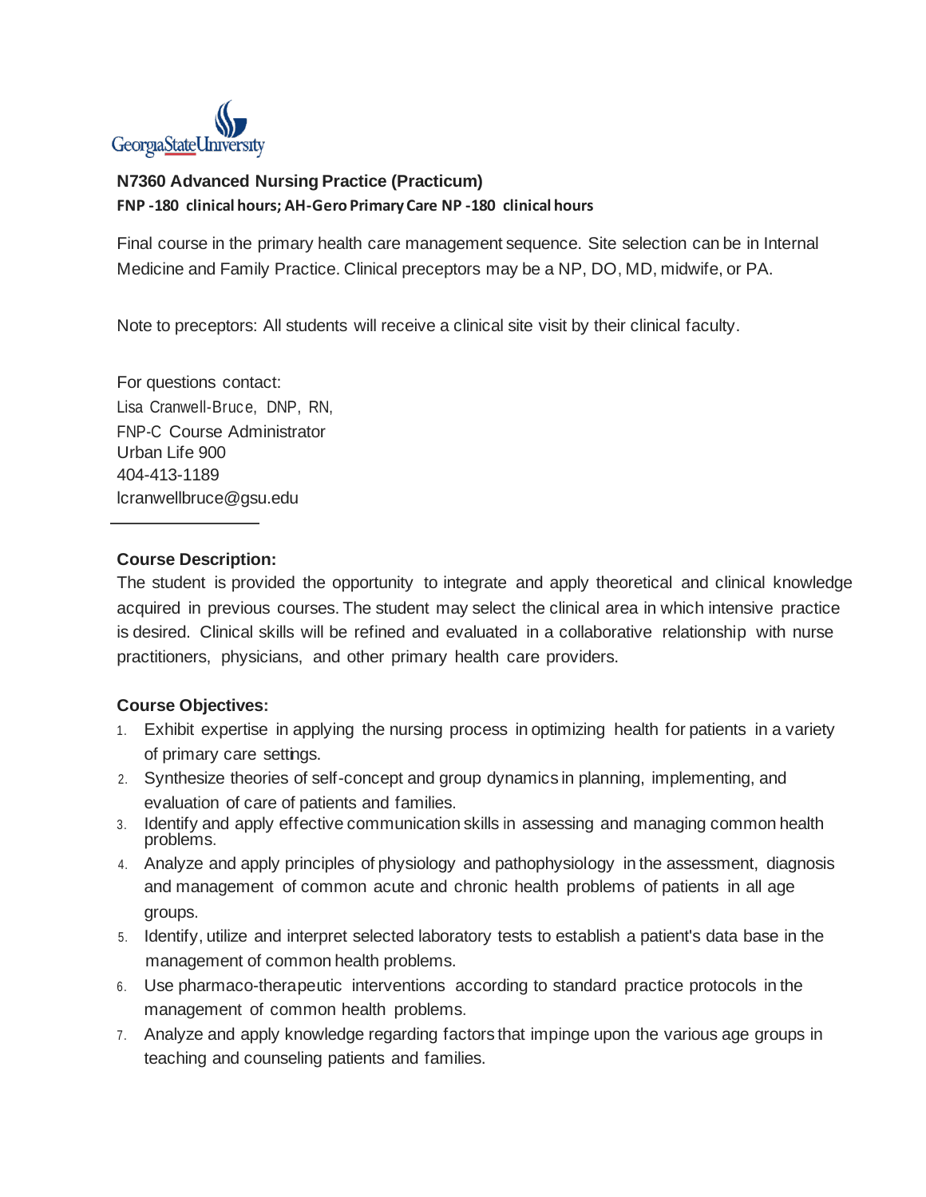GeorgiaStateUniversity

## N7360 Advanced Nursing Practice (Practicum)

**FNP -180 clinical hours; AH-Gero Primary Care NP -180 clinical hours**

Final course in the primary health care management sequence. Site selection can be in Internal Medicine and Family Practice. Clinical preceptors may be a NP, DO, MD, midwife, or PA.

Note to preceptors: All students will receive a clinical site visit by their clinical faculty.

For questions contact:
Lisa Cranwell-Bruce, DNP, RN,
FNP-C Course Administrator
Urban Life 900
404-413-1189
lcranwellbruce@gsu.edu

---

### Course Description:

The student is provided the opportunity to integrate and apply theoretical and clinical knowledge acquired in previous courses. The student may select the clinical area in which intensive practice is desired. Clinical skills will be refined and evaluated in a collaborative relationship with nurse practitioners, physicians, and other primary health care providers.

### Course Objectives:

1. Exhibit expertise in applying the nursing process in optimizing health for patients in a variety of primary care settings.
2. Synthesize theories of self-concept and group dynamics in planning, implementing, and evaluation of care of patients and families.
3. Identify and apply effective communication skills in assessing and managing common health problems.
4. Analyze and apply principles of physiology and pathophysiology in the assessment, diagnosis and management of common acute and chronic health problems of patients in all age groups.
5. Identify, utilize and interpret selected laboratory tests to establish a patient's data base in the management of common health problems.
6. Use pharmaco-therapeutic interventions according to standard practice protocols in the management of common health problems.
7. Analyze and apply knowledge regarding factors that impinge upon the various age groups in teaching and counseling patients and families.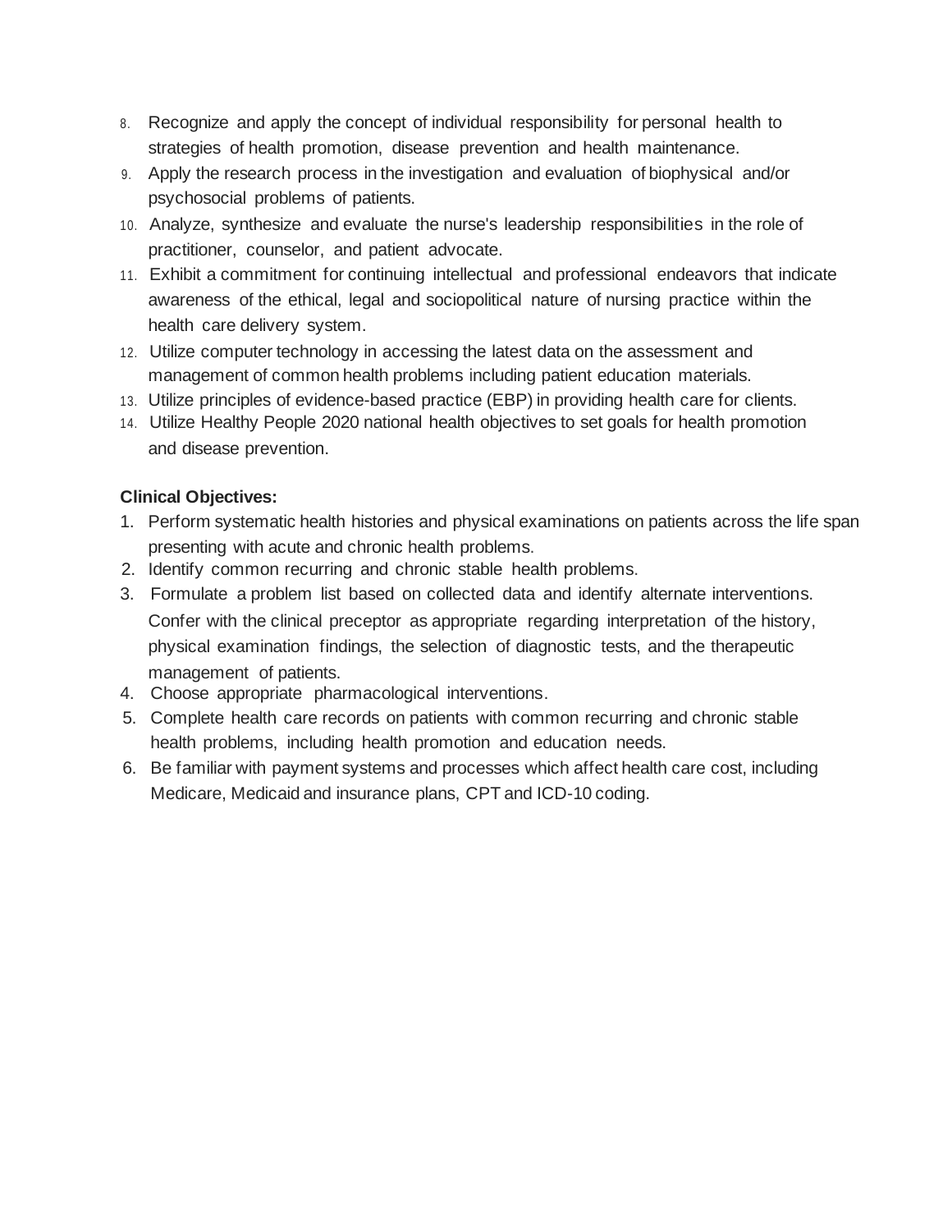8. Recognize and apply the concept of individual responsibility for personal health to strategies of health promotion, disease prevention and health maintenance.
9. Apply the research process in the investigation and evaluation of biophysical and/or psychosocial problems of patients.
10. Analyze, synthesize and evaluate the nurse's leadership responsibilities in the role of practitioner, counselor, and patient advocate.
11. Exhibit a commitment for continuing intellectual and professional endeavors that indicate awareness of the ethical, legal and sociopolitical nature of nursing practice within the health care delivery system.
12. Utilize computer technology in accessing the latest data on the assessment and management of common health problems including patient education materials.
13. Utilize principles of evidence-based practice (EBP) in providing health care for clients.
14. Utilize Healthy People 2020 national health objectives to set goals for health promotion and disease prevention.

**Clinical Objectives:**

1. Perform systematic health histories and physical examinations on patients across the life span presenting with acute and chronic health problems.
2. Identify common recurring and chronic stable health problems.
3. Formulate a problem list based on collected data and identify alternate interventions. Confer with the clinical preceptor as appropriate regarding interpretation of the history, physical examination findings, the selection of diagnostic tests, and the therapeutic management of patients.
4. Choose appropriate pharmacological interventions.
5. Complete health care records on patients with common recurring and chronic stable health problems, including health promotion and education needs.
6. Be familiar with payment systems and processes which affect health care cost, including Medicare, Medicaid and insurance plans, CPT and ICD-10 coding.